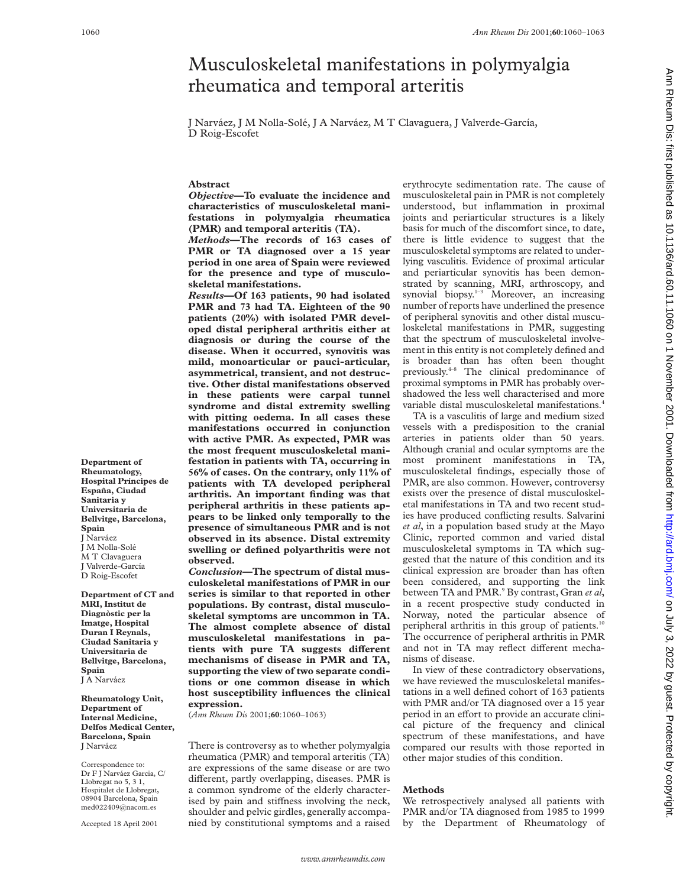# Musculoskeletal manifestations in polymyalgia rheumatica and temporal arteritis

J Narváez, J M Nolla-Solé, J A Narváez, M T Clavaguera, J Valverde-García, D Roig-Escofet

## Abstract

***Objective*—To evaluate the incidence and characteristics of musculoskeletal manifestations in polymyalgia rheumatica (PMR) and temporal arteritis (TA).**

***Methods*—The records of 163 cases of PMR or TA diagnosed over a 15 year period in one area of Spain were reviewed for the presence and type of musculoskeletal manifestations.**

***Results*—Of 163 patients, 90 had isolated PMR and 73 had TA. Eighteen of the 90 patients (20%) with isolated PMR developed distal peripheral arthritis either at diagnosis or during the course of the disease. When it occurred, synovitis was mild, monoarticular or pauci-articular, asymmetrical, transient, and not destructive. Other distal manifestations observed in these patients were carpal tunnel syndrome and distal extremity swelling with pitting oedema. In all cases these manifestations occurred in conjunction with active PMR. As expected, PMR was the most frequent musculoskeletal manifestation in patients with TA, occurring in 56% of cases. On the contrary, only 11% of patients with TA developed peripheral arthritis. An important finding was that peripheral arthritis in these patients appears to be linked only temporally to the presence of simultaneous PMR and is not observed in its absence. Distal extremity swelling or defined polyarthritis were not observed.**

***Conclusion*—The spectrum of distal musculoskeletal manifestations of PMR in our series is similar to that reported in other populations. By contrast, distal musculoskeletal symptoms are uncommon in TA. The almost complete absence of distal musculoskeletal manifestations in patients with pure TA suggests different mechanisms of disease in PMR and TA, supporting the view of two separate conditions or one common disease in which host susceptibility influences the clinical expression.**

(*Ann Rheum Dis* 2001;**60**:1060–1063)

**Department of Rheumatology, Hospital Príncipes de España, Ciudad Sanitaria y Universitaria de Bellvitge, Barcelona, Spain**
J Narváez
J M Nolla-Solé
M T Clavaguera
J Valverde-García
D Roig-Escofet

**Department of CT and MRI, Institut de Diagnòstic per la Imatge, Hospital Duran I Reynals, Ciudad Sanitaria y Universitaria de Bellvitge, Barcelona, Spain**
J A Narváez

**Rheumatology Unit, Department of Internal Medicine, Delfos Medical Center, Barcelona, Spain**
J Narváez

Correspondence to: Dr F J Narváez Garcia, C/ Llobregat no 5, 3 1, Hospitalet de Llobregat, 08904 Barcelona, Spain
med022409@nacom.es

Accepted 18 April 2001

There is controversy as to whether polymyalgia rheumatica (PMR) and temporal arteritis (TA) are expressions of the same disease or are two different, partly overlapping, diseases. PMR is a common syndrome of the elderly characterised by pain and stiffness involving the neck, shoulder and pelvic girdles, generally accompanied by constitutional symptoms and a raised erythrocyte sedimentation rate. The cause of musculoskeletal pain in PMR is not completely understood, but inflammation in proximal joints and periarticular structures is a likely basis for much of the discomfort since, to date, there is little evidence to suggest that the musculoskeletal symptoms are related to underlying vasculitis. Evidence of proximal articular and periarticular synovitis has been demonstrated by scanning, MRI, arthroscopy, and synovial biopsy.[1–3] Moreover, an increasing number of reports have underlined the presence of peripheral synovitis and other distal musculoskeletal manifestations in PMR, suggesting that the spectrum of musculoskeletal involvement in this entity is not completely defined and is broader than has often been thought previously.[4–8] The clinical predominance of proximal symptoms in PMR has probably overshadowed the less well characterised and more variable distal musculoskeletal manifestations.[4]

TA is a vasculitis of large and medium sized vessels with a predisposition to the cranial arteries in patients older than 50 years. Although cranial and ocular symptoms are the most prominent manifestations in TA, musculoskeletal findings, especially those of PMR, are also common. However, controversy exists over the presence of distal musculoskeletal manifestations in TA and two recent studies have produced conflicting results. Salvarini *et al*, in a population based study at the Mayo Clinic, reported common and varied distal musculoskeletal symptoms in TA which suggested that the nature of this condition and its clinical expression are broader than has often been considered, and supporting the link between TA and PMR.[9] By contrast, Gran *et al*, in a recent prospective study conducted in Norway, noted the particular absence of peripheral arthritis in this group of patients.[10] The occurrence of peripheral arthritis in PMR and not in TA may reflect different mechanisms of disease.

In view of these contradictory observations, we have reviewed the musculoskeletal manifestations in a well defined cohort of 163 patients with PMR and/or TA diagnosed over a 15 year period in an effort to provide an accurate clinical picture of the frequency and clinical spectrum of these manifestations, and have compared our results with those reported in other major studies of this condition.

## Methods

We retrospectively analysed all patients with PMR and/or TA diagnosed from 1985 to 1999 by the Department of Rheumatology of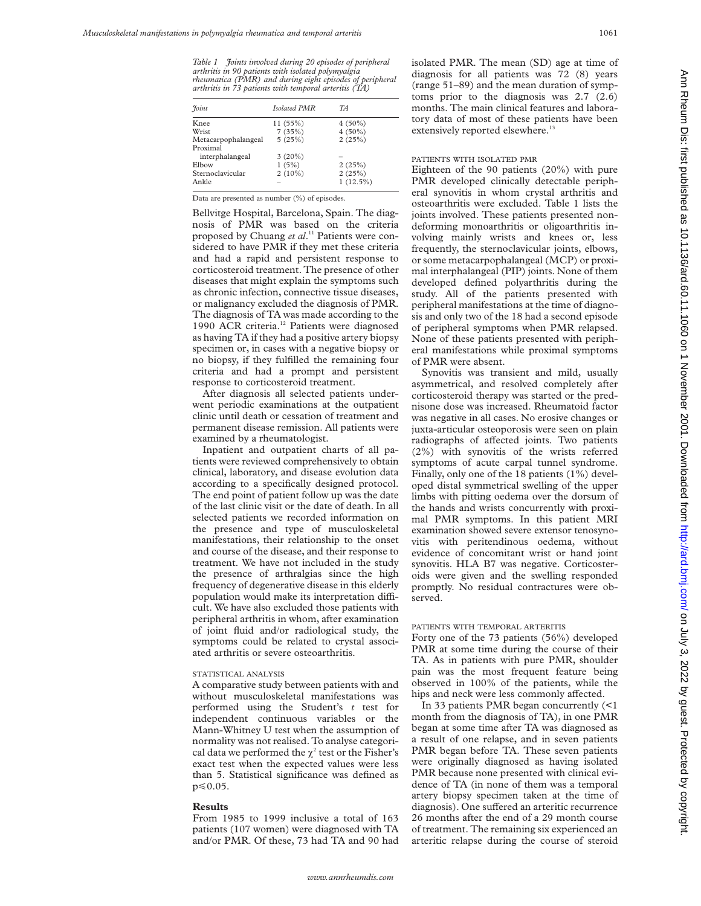*Table 1 Joints involved during 20 episodes of peripheral arthritis in 90 patients with isolated polymyalgia rheumatica (PMR) and during eight episodes of peripheral arthritis in 73 patients with temporal arteritis (TA)*

| *Joint* | *Isolated PMR* | *TA* |
|---|---|---|
| Knee | 11 (55%) | 4 (50%) |
| Wrist | 7 (35%) | 4 (50%) |
| Metacarpophalangeal | 5 (25%) | 2 (25%) |
| Proximal interphalangeal | 3 (20%) | – |
| Elbow | 1 (5%) | 2 (25%) |
| Sternoclavicular | 2 (10%) | 2 (25%) |
| Ankle | – | 1 (12.5%) |

Data are presented as number (%) of episodes.

Bellvitge Hospital, Barcelona, Spain. The diagnosis of PMR was based on the criteria proposed by Chuang *et al*.[11] Patients were considered to have PMR if they met these criteria and had a rapid and persistent response to corticosteroid treatment. The presence of other diseases that might explain the symptoms such as chronic infection, connective tissue diseases, or malignancy excluded the diagnosis of PMR. The diagnosis of TA was made according to the 1990 ACR criteria.[12] Patients were diagnosed as having TA if they had a positive artery biopsy specimen or, in cases with a negative biopsy or no biopsy, if they fulfilled the remaining four criteria and had a prompt and persistent response to corticosteroid treatment.

After diagnosis all selected patients underwent periodic examinations at the outpatient clinic until death or cessation of treatment and permanent disease remission. All patients were examined by a rheumatologist.

Inpatient and outpatient charts of all patients were reviewed comprehensively to obtain clinical, laboratory, and disease evolution data according to a specifically designed protocol. The end point of patient follow up was the date of the last clinic visit or the date of death. In all selected patients we recorded information on the presence and type of musculoskeletal manifestations, their relationship to the onset and course of the disease, and their response to treatment. We have not included in the study the presence of arthralgias since the high frequency of degenerative disease in this elderly population would make its interpretation difficult. We have also excluded those patients with peripheral arthritis in whom, after examination of joint fluid and/or radiological study, the symptoms could be related to crystal associated arthritis or severe osteoarthritis.

### STATISTICAL ANALYSIS

A comparative study between patients with and without musculoskeletal manifestations was performed using the Student's *t* test for independent continuous variables or the Mann-Whitney U test when the assumption of normality was not realised. To analyse categorical data we performed the $\chi^2$ test or the Fisher's exact test when the expected values were less than 5. Statistical significance was defined as $p \leq 0.05$.

## Results

From 1985 to 1999 inclusive a total of 163 patients (107 women) were diagnosed with TA and/or PMR. Of these, 73 had TA and 90 had isolated PMR. The mean (SD) age at time of diagnosis for all patients was 72 (8) years (range 51–89) and the mean duration of symptoms prior to the diagnosis was 2.7 (2.6) months. The main clinical features and laboratory data of most of these patients have been extensively reported elsewhere.[13]

### PATIENTS WITH ISOLATED PMR

Eighteen of the 90 patients (20%) with pure PMR developed clinically detectable peripheral synovitis in whom crystal arthritis and osteoarthritis were excluded. Table 1 lists the joints involved. These patients presented nondeforming monoarthritis or oligoarthritis involving mainly wrists and knees or, less frequently, the sternoclavicular joints, elbows, or some metacarpophalangeal (MCP) or proximal interphalangeal (PIP) joints. None of them developed defined polyarthritis during the study. All of the patients presented with peripheral manifestations at the time of diagnosis and only two of the 18 had a second episode of peripheral symptoms when PMR relapsed. None of these patients presented with peripheral manifestations while proximal symptoms of PMR were absent.

Synovitis was transient and mild, usually asymmetrical, and resolved completely after corticosteroid therapy was started or the prednisone dose was increased. Rheumatoid factor was negative in all cases. No erosive changes or juxta-articular osteoporosis were seen on plain radiographs of affected joints. Two patients (2%) with synovitis of the wrists referred symptoms of acute carpal tunnel syndrome. Finally, only one of the 18 patients (1%) developed distal symmetrical swelling of the upper limbs with pitting oedema over the dorsum of the hands and wrists concurrently with proximal PMR symptoms. In this patient MRI examination showed severe extensor tenosynovitis with peritendinous oedema, without evidence of concomitant wrist or hand joint synovitis. HLA B7 was negative. Corticosteroids were given and the swelling responded promptly. No residual contractures were observed.

### PATIENTS WITH TEMPORAL ARTERITIS

Forty one of the 73 patients (56%) developed PMR at some time during the course of their TA. As in patients with pure PMR, shoulder pain was the most frequent feature being observed in 100% of the patients, while the hips and neck were less commonly affected.

In 33 patients PMR began concurrently (<1 month from the diagnosis of TA), in one PMR began at some time after TA was diagnosed as a result of one relapse, and in seven patients PMR began before TA. These seven patients were originally diagnosed as having isolated PMR because none presented with clinical evidence of TA (in none of them was a temporal artery biopsy specimen taken at the time of diagnosis). One suffered an arteritic recurrence 26 months after the end of a 29 month course of treatment. The remaining six experienced an arteritic relapse during the course of steroid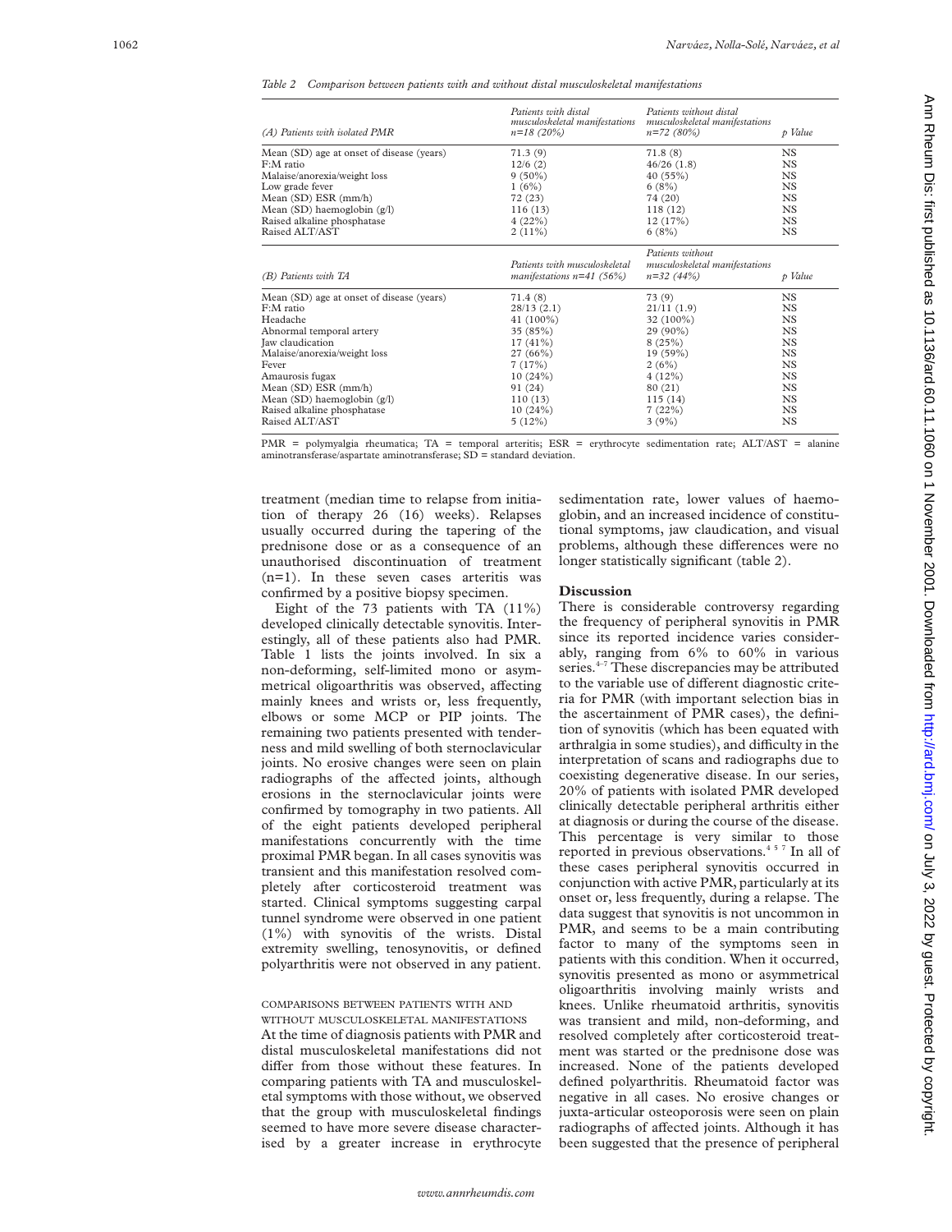*Table 2 Comparison between patients with and without distal musculoskeletal manifestations*

| (A) Patients with isolated PMR | Patients with distal musculoskeletal manifestations n=18 (20%) | Patients without distal musculoskeletal manifestations n=72 (80%) | p Value |
|---|---|---|---|
| Mean (SD) age at onset of disease (years) | 71.3 (9) | 71.8 (8) | NS |
| F:M ratio | 12/6 (2) | 46/26 (1.8) | NS |
| Malaise/anorexia/weight loss | 9 (50%) | 40 (55%) | NS |
| Low grade fever | 1 (6%) | 6 (8%) | NS |
| Mean (SD) ESR (mm/h) | 72 (23) | 74 (20) | NS |
| Mean (SD) haemoglobin (g/l) | 116 (13) | 118 (12) | NS |
| Raised alkaline phosphatase | 4 (22%) | 12 (17%) | NS |
| Raised ALT/AST | 2 (11%) | 6 (8%) | NS |
| **(B) Patients with TA** | **Patients with musculoskeletal manifestations n=41 (56%)** | **Patients without musculoskeletal manifestations n=32 (44%)** | **p Value** |
| Mean (SD) age at onset of disease (years) | 71.4 (8) | 73 (9) | NS |
| F:M ratio | 28/13 (2.1) | 21/11 (1.9) | NS |
| Headache | 41 (100%) | 32 (100%) | NS |
| Abnormal temporal artery | 35 (85%) | 29 (90%) | NS |
| Jaw claudication | 17 (41%) | 8 (25%) | NS |
| Malaise/anorexia/weight loss | 27 (66%) | 19 (59%) | NS |
| Fever | 7 (17%) | 2 (6%) | NS |
| Amaurosis fugax | 10 (24%) | 4 (12%) | NS |
| Mean (SD) ESR (mm/h) | 91 (24) | 80 (21) | NS |
| Mean (SD) haemoglobin (g/l) | 110 (13) | 115 (14) | NS |
| Raised alkaline phosphatase | 10 (24%) | 7 (22%) | NS |
| Raised ALT/AST | 5 (12%) | 3 (9%) | NS |

PMR = polymyalgia rheumatica; TA = temporal arteritis; ESR = erythrocyte sedimentation rate; ALT/AST = alanine aminotransferase/aspartate aminotransferase; SD = standard deviation.

treatment (median time to relapse from initiation of therapy 26 (16) weeks). Relapses usually occurred during the tapering of the prednisone dose or as a consequence of an unauthorised discontinuation of treatment (n=1). In these seven cases arteritis was confirmed by a positive biopsy specimen.

Eight of the 73 patients with TA (11%) developed clinically detectable synovitis. Interestingly, all of these patients also had PMR. Table 1 lists the joints involved. In six a non-deforming, self-limited mono or asymmetrical oligoarthritis was observed, affecting mainly knees and wrists or, less frequently, elbows or some MCP or PIP joints. The remaining two patients presented with tenderness and mild swelling of both sternoclavicular joints. No erosive changes were seen on plain radiographs of the affected joints, although erosions in the sternoclavicular joints were confirmed by tomography in two patients. All of the eight patients developed peripheral manifestations concurrently with the time proximal PMR began. In all cases synovitis was transient and this manifestation resolved completely after corticosteroid treatment was started. Clinical symptoms suggesting carpal tunnel syndrome were observed in one patient (1%) with synovitis of the wrists. Distal extremity swelling, tenosynovitis, or defined polyarthritis were not observed in any patient.

### COMPARISONS BETWEEN PATIENTS WITH AND WITHOUT MUSCULOSKELETAL MANIFESTATIONS

At the time of diagnosis patients with PMR and distal musculoskeletal manifestations did not differ from those without these features. In comparing patients with TA and musculoskeletal symptoms with those without, we observed that the group with musculoskeletal findings seemed to have more severe disease characterised by a greater increase in erythrocyte sedimentation rate, lower values of haemoglobin, and an increased incidence of constitutional symptoms, jaw claudication, and visual problems, although these differences were no longer statistically significant (table 2).

## Discussion

There is considerable controversy regarding the frequency of peripheral synovitis in PMR since its reported incidence varies considerably, ranging from 6% to 60% in various series.[4-7] These discrepancies may be attributed to the variable use of different diagnostic criteria for PMR (with important selection bias in the ascertainment of PMR cases), the definition of synovitis (which has been equated with arthralgia in some studies), and difficulty in the interpretation of scans and radiographs due to coexisting degenerative disease. In our series, 20% of patients with isolated PMR developed clinically detectable peripheral arthritis either at diagnosis or during the course of the disease. This percentage is very similar to those reported in previous observations.[4 5 7] In all of these cases peripheral synovitis occurred in conjunction with active PMR, particularly at its onset or, less frequently, during a relapse. The data suggest that synovitis is not uncommon in PMR, and seems to be a main contributing factor to many of the symptoms seen in patients with this condition. When it occurred, synovitis presented as mono or asymmetrical oligoarthritis involving mainly wrists and knees. Unlike rheumatoid arthritis, synovitis was transient and mild, non-deforming, and resolved completely after corticosteroid treatment was started or the prednisone dose was increased. None of the patients developed defined polyarthritis. Rheumatoid factor was negative in all cases. No erosive changes or juxta-articular osteoporosis were seen on plain radiographs of affected joints. Although it has been suggested that the presence of peripheral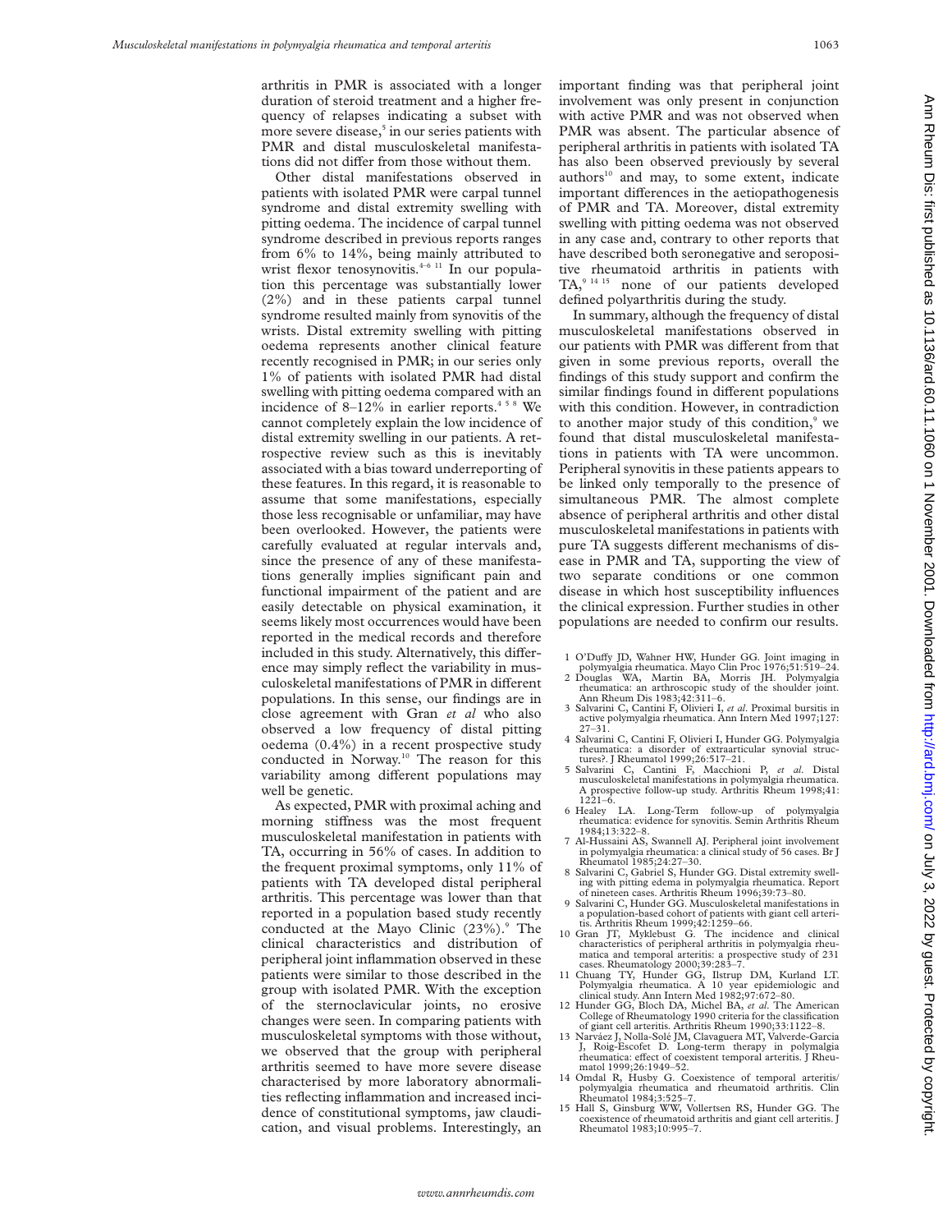arthritis in PMR is associated with a longer duration of steroid treatment and a higher frequency of relapses indicating a subset with more severe disease,[5] in our series patients with PMR and distal musculoskeletal manifestations did not differ from those without them.

Other distal manifestations observed in patients with isolated PMR were carpal tunnel syndrome and distal extremity swelling with pitting oedema. The incidence of carpal tunnel syndrome described in previous reports ranges from 6% to 14%, being mainly attributed to wrist flexor tenosynovitis.[4–6 11] In our population this percentage was substantially lower (2%) and in these patients carpal tunnel syndrome resulted mainly from synovitis of the wrists. Distal extremity swelling with pitting oedema represents another clinical feature recently recognised in PMR; in our series only 1% of patients with isolated PMR had distal swelling with pitting oedema compared with an incidence of 8–12% in earlier reports.[4 5 8] We cannot completely explain the low incidence of distal extremity swelling in our patients. A retrospective review such as this is inevitably associated with a bias toward underreporting of these features. In this regard, it is reasonable to assume that some manifestations, especially those less recognisable or unfamiliar, may have been overlooked. However, the patients were carefully evaluated at regular intervals and, since the presence of any of these manifestations generally implies significant pain and functional impairment of the patient and are easily detectable on physical examination, it seems likely most occurrences would have been reported in the medical records and therefore included in this study. Alternatively, this difference may simply reflect the variability in musculoskeletal manifestations of PMR in different populations. In this sense, our findings are in close agreement with Gran *et al* who also observed a low frequency of distal pitting oedema (0.4%) in a recent prospective study conducted in Norway.[10] The reason for this variability among different populations may well be genetic.

As expected, PMR with proximal aching and morning stiffness was the most frequent musculoskeletal manifestation in patients with TA, occurring in 56% of cases. In addition to the frequent proximal symptoms, only 11% of patients with TA developed distal peripheral arthritis. This percentage was lower than that reported in a population based study recently conducted at the Mayo Clinic (23%).[9] The clinical characteristics and distribution of peripheral joint inflammation observed in these patients were similar to those described in the group with isolated PMR. With the exception of the sternoclavicular joints, no erosive changes were seen. In comparing patients with musculoskeletal symptoms with those without, we observed that the group with peripheral arthritis seemed to have more severe disease characterised by more laboratory abnormalities reflecting inflammation and increased incidence of constitutional symptoms, jaw claudication, and visual problems. Interestingly, an important finding was that peripheral joint involvement was only present in conjunction with active PMR and was not observed when PMR was absent. The particular absence of peripheral arthritis in patients with isolated TA has also been observed previously by several authors[10] and may, to some extent, indicate important differences in the aetiopathogenesis of PMR and TA. Moreover, distal extremity swelling with pitting oedema was not observed in any case and, contrary to other reports that have described both seronegative and seropositive rheumatoid arthritis in patients with TA,[9 14 15] none of our patients developed defined polyarthritis during the study.

In summary, although the frequency of distal musculoskeletal manifestations observed in our patients with PMR was different from that given in some previous reports, overall the findings of this study support and confirm the similar findings found in different populations with this condition. However, in contradiction to another major study of this condition,[9] we found that distal musculoskeletal manifestations in patients with TA were uncommon. Peripheral synovitis in these patients appears to be linked only temporally to the presence of simultaneous PMR. The almost complete absence of peripheral arthritis and other distal musculoskeletal manifestations in patients with pure TA suggests different mechanisms of disease in PMR and TA, supporting the view of two separate conditions or one common disease in which host susceptibility influences the clinical expression. Further studies in other populations are needed to confirm our results.

1 O'Duffy JD, Wahner HW, Hunder GG. Joint imaging in polymyalgia rheumatica. Mayo Clin Proc 1976;51:519–24.
2 Douglas WA, Martin BA, Morris JH. Polymyalgia rheumatica: an arthroscopic study of the shoulder joint. Ann Rheum Dis 1983;42:311–6.
3 Salvarini C, Cantini F, Olivieri I, *et al*. Proximal bursitis in active polymyalgia rheumatica. Ann Intern Med 1997;127:27–31.
4 Salvarini C, Cantini F, Olivieri I, Hunder GG. Polymyalgia rheumatica: a disorder of extraarticular synovial structures?. J Rheumatol 1999;26:517–21.
5 Salvarini C, Cantini F, Macchioni P, *et al*. Distal musculoskeletal manifestations in polymyalgia rheumatica. A prospective follow-up study. Arthritis Rheum 1998;41:1221–6.
6 Healey LA. Long-Term follow-up of polymyalgia rheumatica: evidence for synovitis. Semin Arthritis Rheum 1984;13:322–8.
7 Al-Hussaini AS, Swannell AJ. Peripheral joint involvement in polymyalgia rheumatica: a clinical study of 56 cases. Br J Rheumatol 1985;24:27–30.
8 Salvarini C, Gabriel S, Hunder GG. Distal extremity swelling with pitting edema in polymyalgia rheumatica. Report of nineteen cases. Arthritis Rheum 1996;39:73–80.
9 Salvarini C, Hunder GG. Musculoskeletal manifestations in a population-based cohort of patients with giant cell arteritis. Arthritis Rheum 1999;42:1259–66.
10 Gran JT, Myklebust G. The incidence and clinical characteristics of peripheral arthritis in polymyalgia rheumatica and temporal arteritis: a prospective study of 231 cases. Rheumatology 2000;39:283–7.
11 Chuang TY, Hunder GG, Ilstrup DM, Kurland LT. Polymyalgia rheumatica. A 10 year epidemiologic and clinical study. Ann Intern Med 1982;97:672–80.
12 Hunder GG, Bloch DA, Michel BA, *et al*. The American College of Rheumatology 1990 criteria for the classification of giant cell arteritis. Arthritis Rheum 1990;33:1122–8.
13 Narváez J, Nolla-Solé JM, Clavaguera MT, Valverde-Garcia J, Roig-Escofet D. Long-term therapy in polymalgia rheumatica: effect of coexistent temporal arteritis. J Rheumatol 1999;26:1949–52.
14 Omdal R, Husby G. Coexistence of temporal arteritis/polymyalgia rheumatica and rheumatoid arthritis. Clin Rheumatol 1984;3:525–7.
15 Hall S, Ginsburg WW, Vollertsen RS, Hunder GG. The coexistence of rheumatoid arthritis and giant cell arteritis. J Rheumatol 1983;10:995–7.